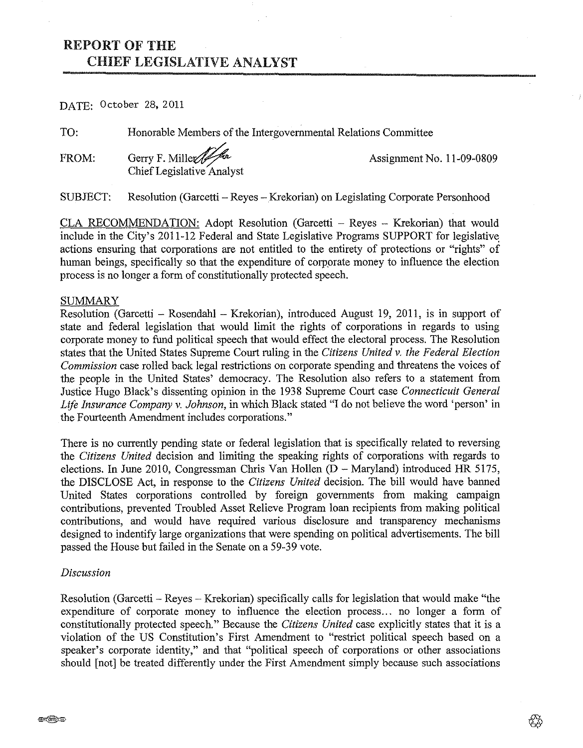# REPORT OF THE CHIEF LEGISLATIVE ANALYST

DATE: October 28, 2011

TO: Honorable Members of the Intergovernmental Relations Committee

FROM: Gerry F. Miller
Chief Legislative Analyst

Assignment No. 11-09-0809

SUBJECT: Resolution (Garcetti – Reyes – Krekorian) on Legislating Corporate Personhood

CLA RECOMMENDATION: Adopt Resolution (Garcetti – Reyes – Krekorian) that would include in the City's 2011-12 Federal and State Legislative Programs SUPPORT for legislative actions ensuring that corporations are not entitled to the entirety of protections or "rights" of human beings, specifically so that the expenditure of corporate money to influence the election process is no longer a form of constitutionally protected speech.

## SUMMARY

Resolution (Garcetti – Rosendahl – Krekorian), introduced August 19, 2011, is in support of state and federal legislation that would limit the rights of corporations in regards to using corporate money to fund political speech that would effect the electoral process. The Resolution states that the United States Supreme Court ruling in the *Citizens United v. the Federal Election Commission* case rolled back legal restrictions on corporate spending and threatens the voices of the people in the United States' democracy. The Resolution also refers to a statement from Justice Hugo Black's dissenting opinion in the 1938 Supreme Court case *Connecticuit General Life Insurance Company v. Johnson*, in which Black stated "I do not believe the word 'person' in the Fourteenth Amendment includes corporations."

There is no currently pending state or federal legislation that is specifically related to reversing the *Citizens United* decision and limiting the speaking rights of corporations with regards to elections. In June 2010, Congressman Chris Van Hollen (D – Maryland) introduced HR 5175, the DISCLOSE Act, in response to the *Citizens United* decision. The bill would have banned United States corporations controlled by foreign governments from making campaign contributions, prevented Troubled Asset Relieve Program loan recipients from making political contributions, and would have required various disclosure and transparency mechanisms designed to indentify large organizations that were spending on political advertisements. The bill passed the House but failed in the Senate on a 59-39 vote.

### *Discussion*

Resolution (Garcetti – Reyes – Krekorian) specifically calls for legislation that would make "the expenditure of corporate money to influence the election process... no longer a form of constitutionally protected speech." Because the *Citizens United* case explicitly states that it is a violation of the US Constitution's First Amendment to "restrict political speech based on a speaker's corporate identity," and that "political speech of corporations or other associations should [not] be treated differently under the First Amendment simply because such associations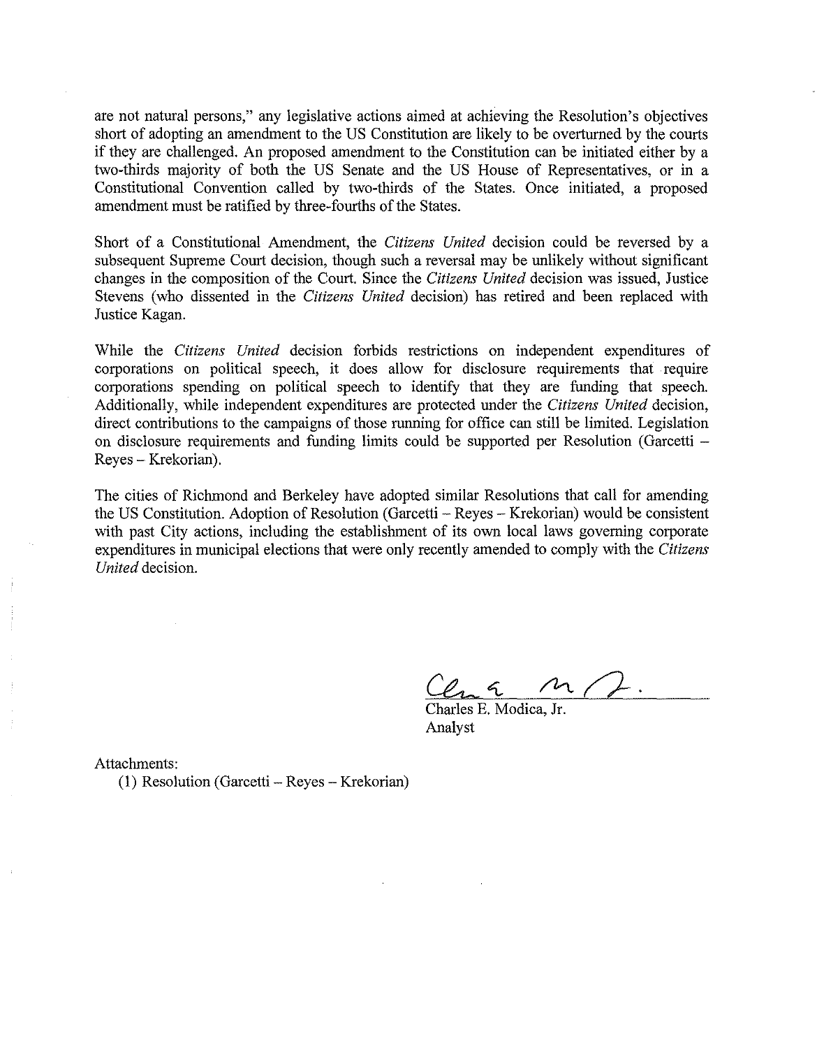are not natural persons," any legislative actions aimed at achieving the Resolution's objectives short of adopting an amendment to the US Constitution are likely to be overturned by the courts if they are challenged. An proposed amendment to the Constitution can be initiated either by a two-thirds majority of both the US Senate and the US House of Representatives, or in a Constitutional Convention called by two-thirds of the States. Once initiated, a proposed amendment must be ratified by three-fourths of the States.

Short of a Constitutional Amendment, the *Citizens United* decision could be reversed by a subsequent Supreme Court decision, though such a reversal may be unlikely without significant changes in the composition of the Court. Since the *Citizens United* decision was issued, Justice Stevens (who dissented in the *Citizens United* decision) has retired and been replaced with Justice Kagan.

While the *Citizens United* decision forbids restrictions on independent expenditures of corporations on political speech, it does allow for disclosure requirements that require corporations spending on political speech to identify that they are funding that speech. Additionally, while independent expenditures are protected under the *Citizens United* decision, direct contributions to the campaigns of those running for office can still be limited. Legislation on disclosure requirements and funding limits could be supported per Resolution (Garcetti – Reyes – Krekorian).

The cities of Richmond and Berkeley have adopted similar Resolutions that call for amending the US Constitution. Adoption of Resolution (Garcetti – Reyes – Krekorian) would be consistent with past City actions, including the establishment of its own local laws governing corporate expenditures in municipal elections that were only recently amended to comply with the *Citizens United* decision.

Charles E. Modica, Jr.
Analyst

Attachments:
(1) Resolution (Garcetti – Reyes – Krekorian)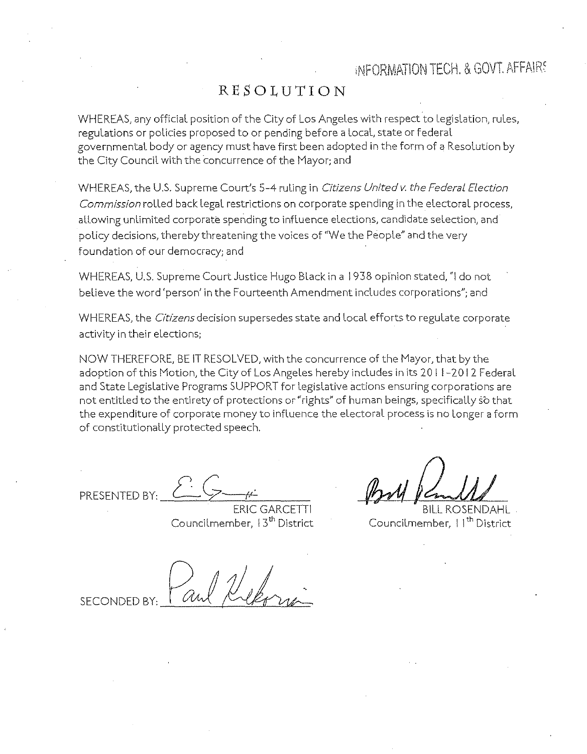INFORMATION TECH. & GOVT. AFFAIRS

# RESOLUTION

WHEREAS, any official position of the City of Los Angeles with respect to legislation, rules, regulations or policies proposed to or pending before a local, state or federal governmental body or agency must have first been adopted in the form of a Resolution by the City Council with the concurrence of the Mayor; and

WHEREAS, the U.S. Supreme Court's 5-4 ruling in *Citizens United v. the Federal Election Commission* rolled back legal restrictions on corporate spending in the electoral process, allowing unlimited corporate spending to influence elections, candidate selection, and policy decisions, thereby threatening the voices of "We the People" and the very foundation of our democracy; and

WHEREAS, U.S. Supreme Court Justice Hugo Black in a 1938 opinion stated, "I do not believe the word 'person' in the Fourteenth Amendment includes corporations"; and

WHEREAS, the *Citizens* decision supersedes state and local efforts to regulate corporate activity in their elections;

NOW THEREFORE, BE IT RESOLVED, with the concurrence of the Mayor, that by the adoption of this Motion, the City of Los Angeles hereby includes in its 2011-2012 Federal and State Legislative Programs SUPPORT for legislative actions ensuring corporations are not entitled to the entirety of protections or "rights" of human beings, specifically so that the expenditure of corporate money to influence the electoral process is no longer a form of constitutionally protected speech.

PRESENTED BY: [signature]

ERIC GARCETTI
Councilmember, 13th District

[signature]

BILL ROSENDAHL
Councilmember, 11th District

SECONDED BY: [signature]